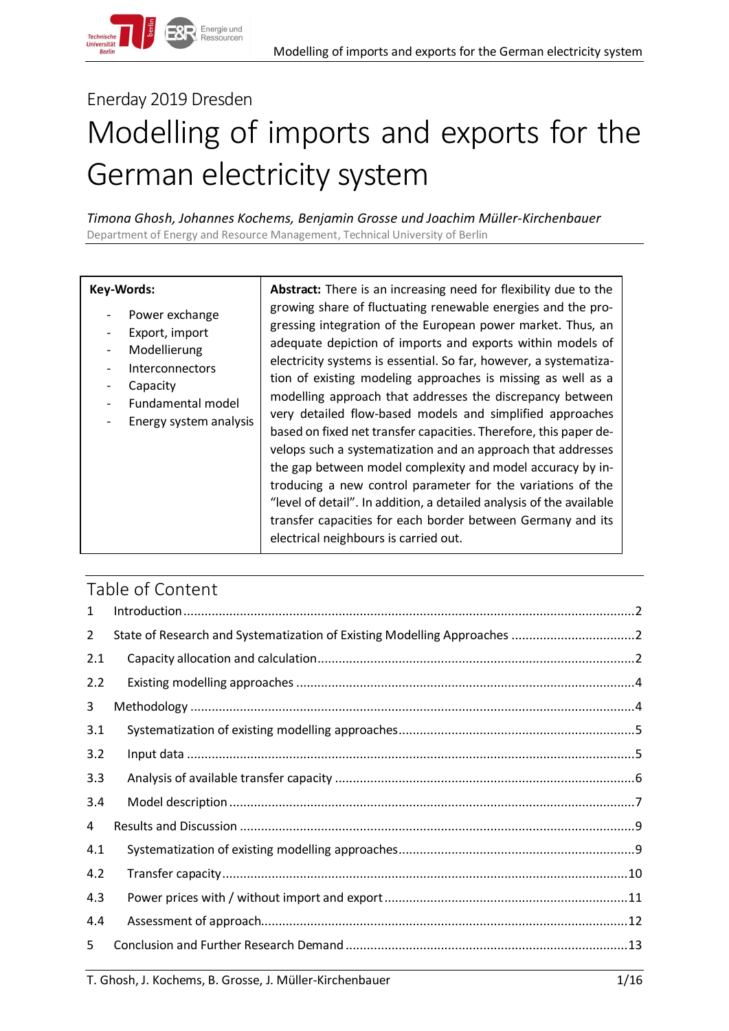Enerday 2019 Dresden

# Modelling of imports and exports for the German electricity system

*Timona Ghosh, Johannes Kochems, Benjamin Grosse und Joachim Müller-Kirchenbauer*

Department of Energy and Resource Management, Technical University of Berlin

| **Key-Words:** | **Abstract:** There is an increasing need for flexibility due to the growing share of fluctuating renewable energies and the progressing integration of the European power market. Thus, an adequate depiction of imports and exports within models of electricity systems is essential. So far, however, a systematization of existing modeling approaches is missing as well as a modelling approach that addresses the discrepancy between very detailed flow-based models and simplified approaches based on fixed net transfer capacities. Therefore, this paper develops such a systematization and an approach that addresses the gap between model complexity and model accuracy by introducing a new control parameter for the variations of the "level of detail". In addition, a detailed analysis of the available transfer capacities for each border between Germany and its electrical neighbours is carried out. |
|---|---|
| - Power exchange<br>- Export, import<br>- Modellierung<br>- Interconnectors<br>- Capacity<br>- Fundamental model<br>- Energy system analysis | |

## Table of Content

1 Introduction ..... 2

2 State of Research and Systematization of Existing Modelling Approaches ..... 2

2.1 Capacity allocation and calculation ..... 2

2.2 Existing modelling approaches ..... 4

3 Methodology ..... 4

3.1 Systematization of existing modelling approaches ..... 5

3.2 Input data ..... 5

3.3 Analysis of available transfer capacity ..... 6

3.4 Model description ..... 7

4 Results and Discussion ..... 9

4.1 Systematization of existing modelling approaches ..... 9

4.2 Transfer capacity ..... 10

4.3 Power prices with / without import and export ..... 11

4.4 Assessment of approach ..... 12

5 Conclusion and Further Research Demand ..... 13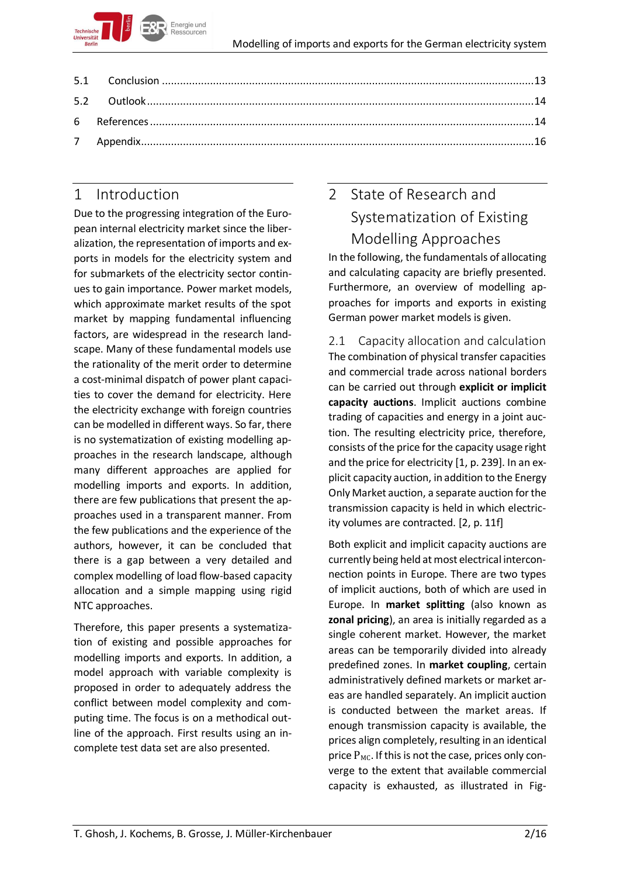| | | |
|---|---|---|
| 5.1 | Conclusion | 13 |
| 5.2 | Outlook | 14 |
| 6 | References | 14 |
| 7 | Appendix | 16 |

# 1 Introduction

Due to the progressing integration of the European internal electricity market since the liberalization, the representation of imports and exports in models for the electricity system and for submarkets of the electricity sector continues to gain importance. Power market models, which approximate market results of the spot market by mapping fundamental influencing factors, are widespread in the research landscape. Many of these fundamental models use the rationality of the merit order to determine a cost-minimal dispatch of power plant capacities to cover the demand for electricity. Here the electricity exchange with foreign countries can be modelled in different ways. So far, there is no systematization of existing modelling approaches in the research landscape, although many different approaches are applied for modelling imports and exports. In addition, there are few publications that present the approaches used in a transparent manner. From the few publications and the experience of the authors, however, it can be concluded that there is a gap between a very detailed and complex modelling of load flow-based capacity allocation and a simple mapping using rigid NTC approaches.

Therefore, this paper presents a systematization of existing and possible approaches for modelling imports and exports. In addition, a model approach with variable complexity is proposed in order to adequately address the conflict between model complexity and computing time. The focus is on a methodical outline of the approach. First results using an incomplete test data set are also presented.

# 2 State of Research and Systematization of Existing Modelling Approaches

In the following, the fundamentals of allocating and calculating capacity are briefly presented. Furthermore, an overview of modelling approaches for imports and exports in existing German power market models is given.

## 2.1 Capacity allocation and calculation

The combination of physical transfer capacities and commercial trade across national borders can be carried out through **explicit or implicit capacity auctions**. Implicit auctions combine trading of capacities and energy in a joint auction. The resulting electricity price, therefore, consists of the price for the capacity usage right and the price for electricity [1, p. 239]. In an explicit capacity auction, in addition to the Energy Only Market auction, a separate auction for the transmission capacity is held in which electricity volumes are contracted. [2, p. 11f]

Both explicit and implicit capacity auctions are currently being held at most electrical interconnection points in Europe. There are two types of implicit auctions, both of which are used in Europe. In **market splitting** (also known as **zonal pricing**), an area is initially regarded as a single coherent market. However, the market areas can be temporarily divided into already predefined zones. In **market coupling**, certain administratively defined markets or market areas are handled separately. An implicit auction is conducted between the market areas. If enough transmission capacity is available, the prices align completely, resulting in an identical price $P_{MC}$. If this is not the case, prices only converge to the extent that available commercial capacity is exhausted, as illustrated in Fig-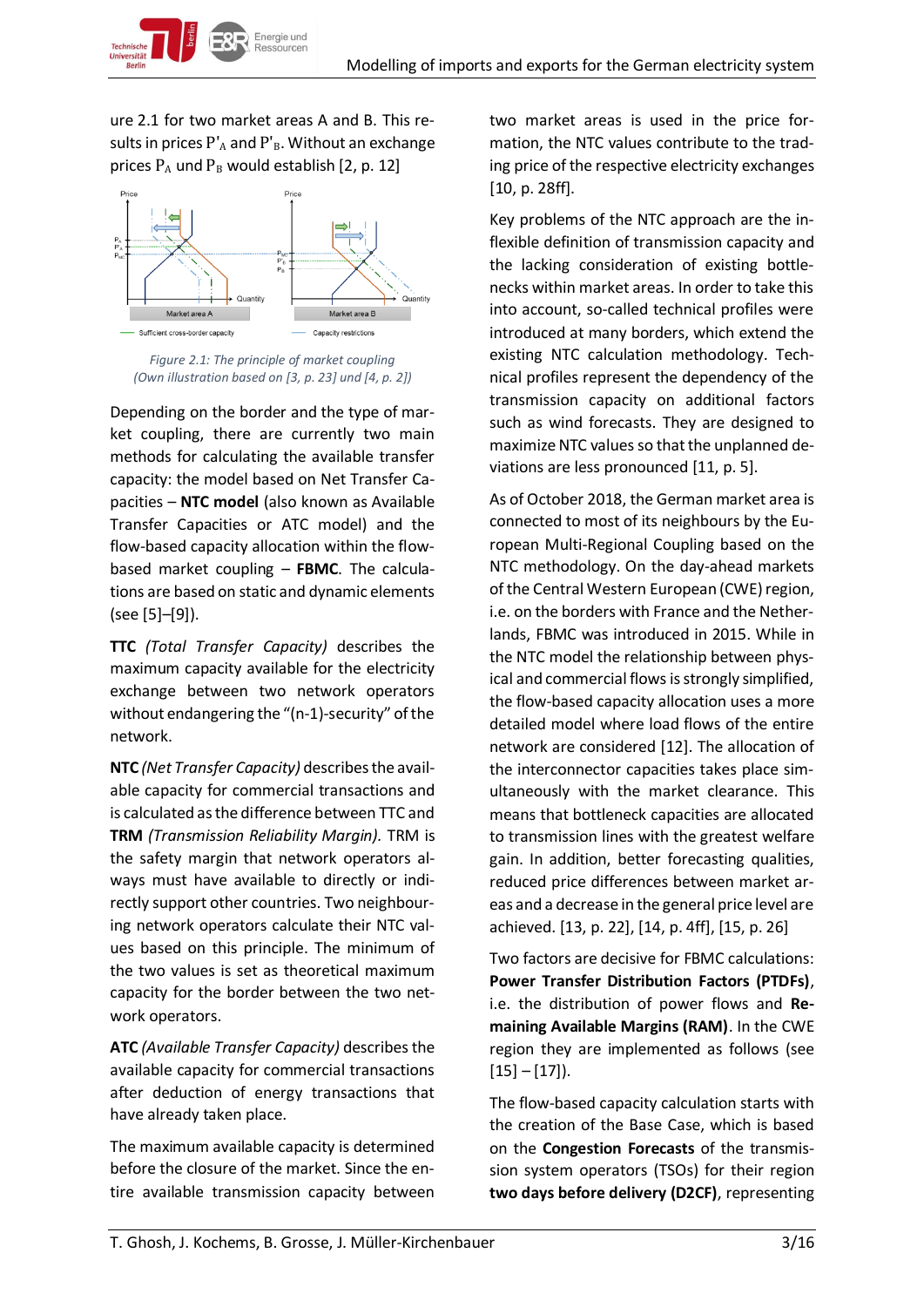ure 2.1 for two market areas A and B. This results in prices $P'_A$ and $P'_B$. Without an exchange prices $P_A$ und $P_B$ would establish [2, p. 12]

*Figure 2.1: The principle of market coupling (Own illustration based on [3, p. 23] und [4, p. 2])*

Depending on the border and the type of market coupling, there are currently two main methods for calculating the available transfer capacity: the model based on Net Transfer Capacities – **NTC model** (also known as Available Transfer Capacities or ATC model) and the flow-based capacity allocation within the flow-based market coupling – **FBMC**. The calculations are based on static and dynamic elements (see [5]–[9]).

**TTC** *(Total Transfer Capacity)* describes the maximum capacity available for the electricity exchange between two network operators without endangering the "(n-1)-security" of the network.

**NTC** *(Net Transfer Capacity)* describes the available capacity for commercial transactions and is calculated as the difference between TTC and **TRM** *(Transmission Reliability Margin)*. TRM is the safety margin that network operators always must have available to directly or indirectly support other countries. Two neighbouring network operators calculate their NTC values based on this principle. The minimum of the two values is set as theoretical maximum capacity for the border between the two network operators.

**ATC** *(Available Transfer Capacity)* describes the available capacity for commercial transactions after deduction of energy transactions that have already taken place.

The maximum available capacity is determined before the closure of the market. Since the entire available transmission capacity between two market areas is used in the price formation, the NTC values contribute to the trading price of the respective electricity exchanges [10, p. 28ff].

Key problems of the NTC approach are the inflexible definition of transmission capacity and the lacking consideration of existing bottlenecks within market areas. In order to take this into account, so-called technical profiles were introduced at many borders, which extend the existing NTC calculation methodology. Technical profiles represent the dependency of the transmission capacity on additional factors such as wind forecasts. They are designed to maximize NTC values so that the unplanned deviations are less pronounced [11, p. 5].

As of October 2018, the German market area is connected to most of its neighbours by the European Multi-Regional Coupling based on the NTC methodology. On the day-ahead markets of the Central Western European (CWE) region, i.e. on the borders with France and the Netherlands, FBMC was introduced in 2015. While in the NTC model the relationship between physical and commercial flows is strongly simplified, the flow-based capacity allocation uses a more detailed model where load flows of the entire network are considered [12]. The allocation of the interconnector capacities takes place simultaneously with the market clearance. This means that bottleneck capacities are allocated to transmission lines with the greatest welfare gain. In addition, better forecasting qualities, reduced price differences between market areas and a decrease in the general price level are achieved. [13, p. 22], [14, p. 4ff], [15, p. 26]

Two factors are decisive for FBMC calculations: **Power Transfer Distribution Factors (PTDFs)**, i.e. the distribution of power flows and **Remaining Available Margins (RAM)**. In the CWE region they are implemented as follows (see [15] – [17]).

The flow-based capacity calculation starts with the creation of the Base Case, which is based on the **Congestion Forecasts** of the transmission system operators (TSOs) for their region **two days before delivery (D2CF)**, representing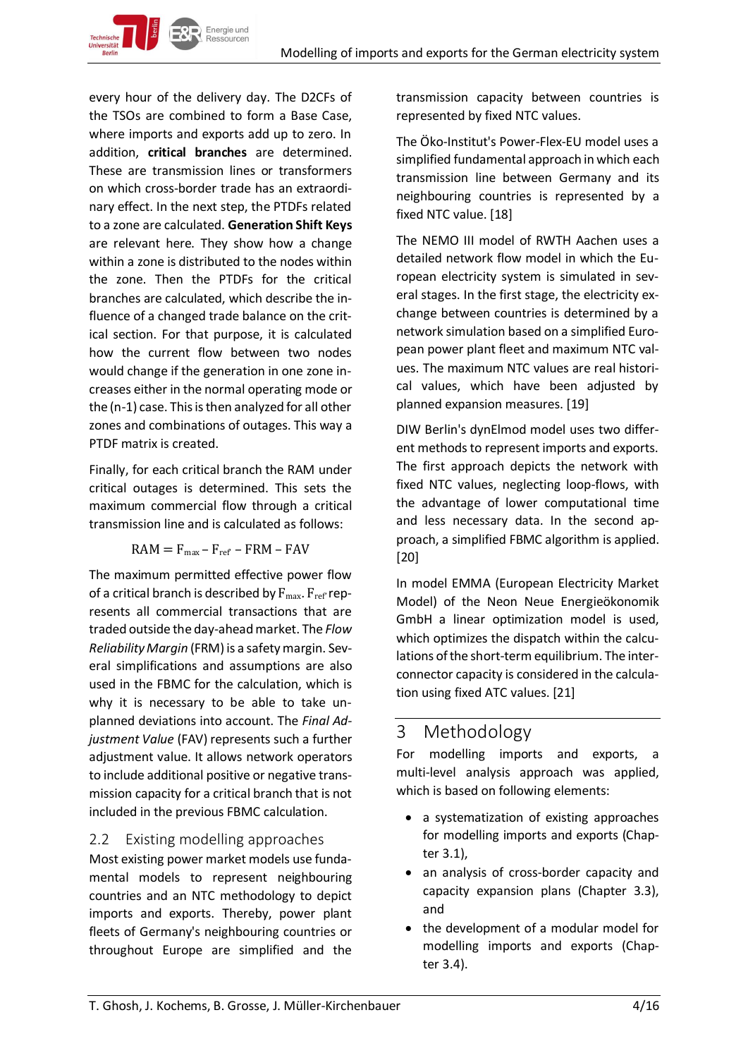every hour of the delivery day. The D2CFs of the TSOs are combined to form a Base Case, where imports and exports add up to zero. In addition, **critical branches** are determined. These are transmission lines or transformers on which cross-border trade has an extraordinary effect. In the next step, the PTDFs related to a zone are calculated. **Generation Shift Keys** are relevant here. They show how a change within a zone is distributed to the nodes within the zone. Then the PTDFs for the critical branches are calculated, which describe the influence of a changed trade balance on the critical section. For that purpose, it is calculated how the current flow between two nodes would change if the generation in one zone increases either in the normal operating mode or the (n-1) case. This is then analyzed for all other zones and combinations of outages. This way a PTDF matrix is created.

Finally, for each critical branch the RAM under critical outages is determined. This sets the maximum commercial flow through a critical transmission line and is calculated as follows:

$$\mathrm{RAM} = \mathrm{F}_{\max} - \mathrm{F}_{\mathrm{ref'}} - \mathrm{FRM} - \mathrm{FAV}$$

The maximum permitted effective power flow of a critical branch is described by $\mathrm{F}_{\max}$. $\mathrm{F}_{\mathrm{ref'}}$ represents all commercial transactions that are traded outside the day-ahead market. The *Flow Reliability Margin* (FRM) is a safety margin. Several simplifications and assumptions are also used in the FBMC for the calculation, which is why it is necessary to be able to take unplanned deviations into account. The *Final Adjustment Value* (FAV) represents such a further adjustment value. It allows network operators to include additional positive or negative transmission capacity for a critical branch that is not included in the previous FBMC calculation.

## 2.2 Existing modelling approaches

Most existing power market models use fundamental models to represent neighbouring countries and an NTC methodology to depict imports and exports. Thereby, power plant fleets of Germany's neighbouring countries or throughout Europe are simplified and the transmission capacity between countries is represented by fixed NTC values.

The Öko-Institut's Power-Flex-EU model uses a simplified fundamental approach in which each transmission line between Germany and its neighbouring countries is represented by a fixed NTC value. [18]

The NEMO III model of RWTH Aachen uses a detailed network flow model in which the European electricity system is simulated in several stages. In the first stage, the electricity exchange between countries is determined by a network simulation based on a simplified European power plant fleet and maximum NTC values. The maximum NTC values are real historical values, which have been adjusted by planned expansion measures. [19]

DIW Berlin's dynElmod model uses two different methods to represent imports and exports. The first approach depicts the network with fixed NTC values, neglecting loop-flows, with the advantage of lower computational time and less necessary data. In the second approach, a simplified FBMC algorithm is applied. [20]

In model EMMA (European Electricity Market Model) of the Neon Neue Energieökonomik GmbH a linear optimization model is used, which optimizes the dispatch within the calculations of the short-term equilibrium. The interconnector capacity is considered in the calculation using fixed ATC values. [21]

# 3 Methodology

For modelling imports and exports, a multi-level analysis approach was applied, which is based on following elements:

- a systematization of existing approaches for modelling imports and exports (Chapter 3.1),
- an analysis of cross-border capacity and capacity expansion plans (Chapter 3.3), and
- the development of a modular model for modelling imports and exports (Chapter 3.4).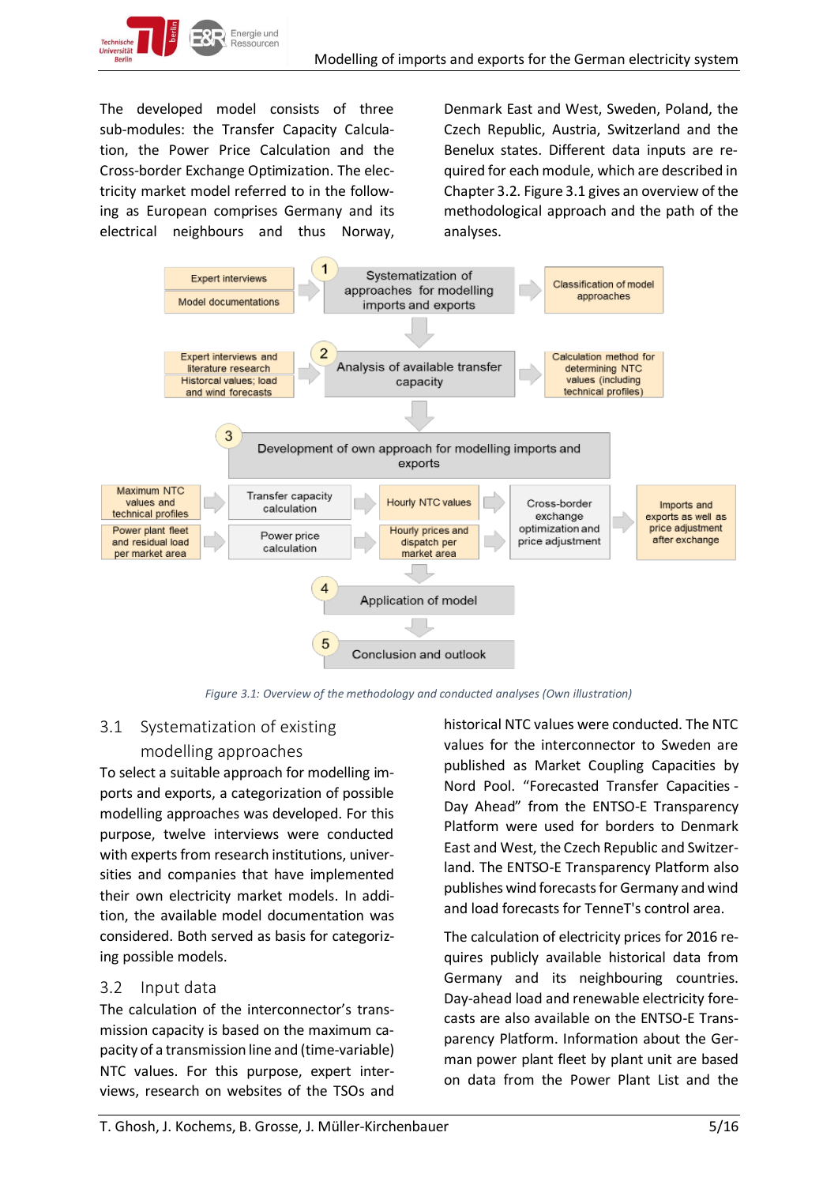The developed model consists of three sub-modules: the Transfer Capacity Calculation, the Power Price Calculation and the Cross-border Exchange Optimization. The electricity market model referred to in the following as European comprises Germany and its electrical neighbours and thus Norway, Denmark East and West, Sweden, Poland, the Czech Republic, Austria, Switzerland and the Benelux states. Different data inputs are required for each module, which are described in Chapter 3.2. Figure 3.1 gives an overview of the methodological approach and the path of the analyses.

*Figure 3.1: Overview of the methodology and conducted analyses (Own illustration)*

## 3.1 Systematization of existing modelling approaches

To select a suitable approach for modelling imports and exports, a categorization of possible modelling approaches was developed. For this purpose, twelve interviews were conducted with experts from research institutions, universities and companies that have implemented their own electricity market models. In addition, the available model documentation was considered. Both served as basis for categorizing possible models.

## 3.2 Input data

The calculation of the interconnector's transmission capacity is based on the maximum capacity of a transmission line and (time-variable) NTC values. For this purpose, expert interviews, research on websites of the TSOs and historical NTC values were conducted. The NTC values for the interconnector to Sweden are published as Market Coupling Capacities by Nord Pool. "Forecasted Transfer Capacities - Day Ahead" from the ENTSO-E Transparency Platform were used for borders to Denmark East and West, the Czech Republic and Switzerland. The ENTSO-E Transparency Platform also publishes wind forecasts for Germany and wind and load forecasts for TenneT's control area.

The calculation of electricity prices for 2016 requires publicly available historical data from Germany and its neighbouring countries. Day-ahead load and renewable electricity forecasts are also available on the ENTSO-E Transparency Platform. Information about the German power plant fleet by plant unit are based on data from the Power Plant List and the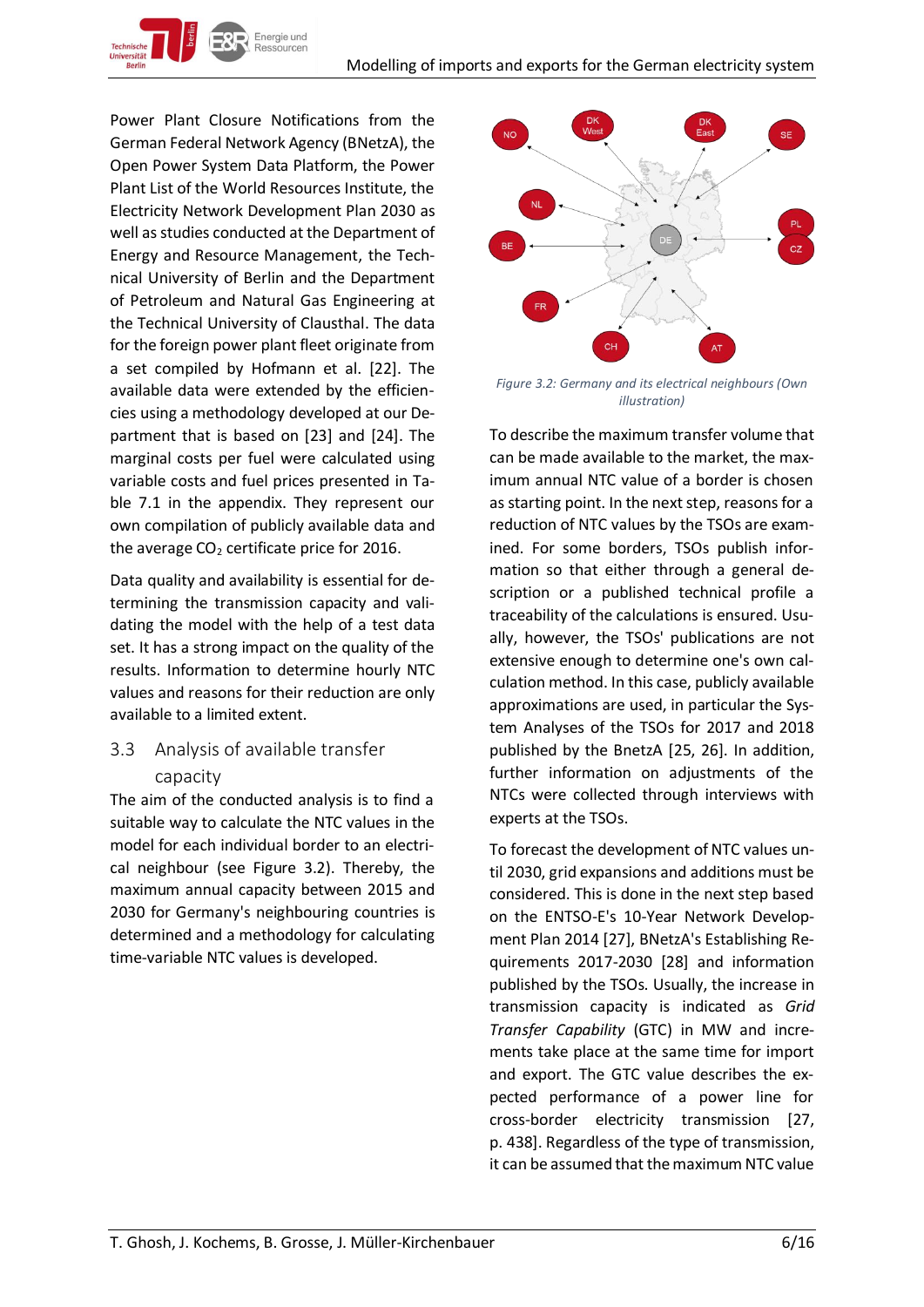Power Plant Closure Notifications from the German Federal Network Agency (BNetzA), the Open Power System Data Platform, the Power Plant List of the World Resources Institute, the Electricity Network Development Plan 2030 as well as studies conducted at the Department of Energy and Resource Management, the Technical University of Berlin and the Department of Petroleum and Natural Gas Engineering at the Technical University of Clausthal. The data for the foreign power plant fleet originate from a set compiled by Hofmann et al. [22]. The available data were extended by the efficiencies using a methodology developed at our Department that is based on [23] and [24]. The marginal costs per fuel were calculated using variable costs and fuel prices presented in Table 7.1 in the appendix. They represent our own compilation of publicly available data and the average $CO_2$ certificate price for 2016.

Data quality and availability is essential for determining the transmission capacity and validating the model with the help of a test data set. It has a strong impact on the quality of the results. Information to determine hourly NTC values and reasons for their reduction are only available to a limited extent.

## 3.3 Analysis of available transfer capacity

The aim of the conducted analysis is to find a suitable way to calculate the NTC values in the model for each individual border to an electrical neighbour (see Figure 3.2). Thereby, the maximum annual capacity between 2015 and 2030 for Germany's neighbouring countries is determined and a methodology for calculating time-variable NTC values is developed.

*Figure 3.2: Germany and its electrical neighbours (Own illustration)*

To describe the maximum transfer volume that can be made available to the market, the maximum annual NTC value of a border is chosen as starting point. In the next step, reasons for a reduction of NTC values by the TSOs are examined. For some borders, TSOs publish information so that either through a general description or a published technical profile a traceability of the calculations is ensured. Usually, however, the TSOs' publications are not extensive enough to determine one's own calculation method. In this case, publicly available approximations are used, in particular the System Analyses of the TSOs for 2017 and 2018 published by the BnetzA [25, 26]. In addition, further information on adjustments of the NTCs were collected through interviews with experts at the TSOs.

To forecast the development of NTC values until 2030, grid expansions and additions must be considered. This is done in the next step based on the ENTSO-E's 10-Year Network Development Plan 2014 [27], BNetzA's Establishing Requirements 2017-2030 [28] and information published by the TSOs. Usually, the increase in transmission capacity is indicated as *Grid Transfer Capability* (GTC) in MW and increments take place at the same time for import and export. The GTC value describes the expected performance of a power line for cross-border electricity transmission [27, p. 438]. Regardless of the type of transmission, it can be assumed that the maximum NTC value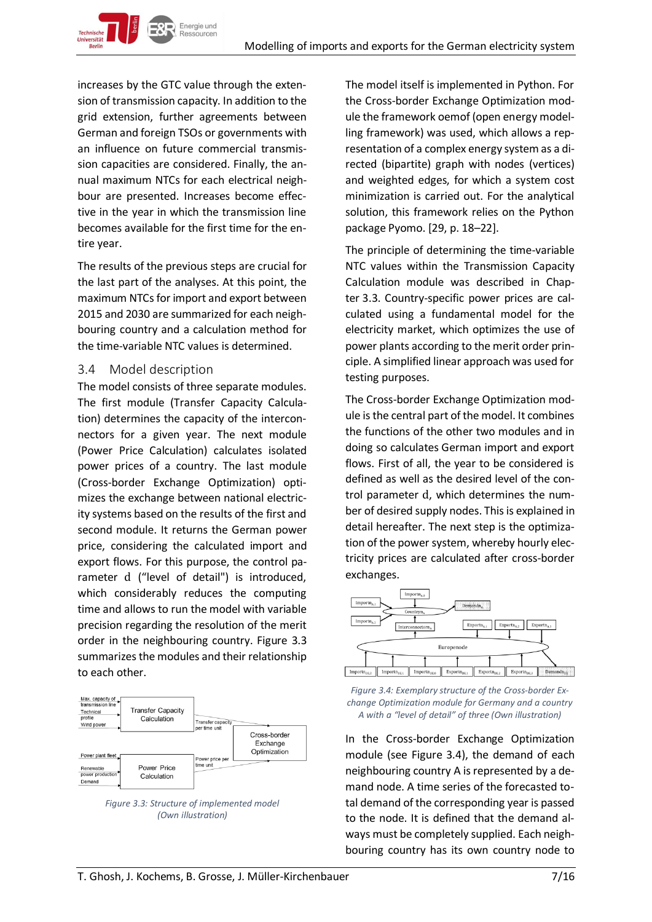increases by the GTC value through the extension of transmission capacity. In addition to the grid extension, further agreements between German and foreign TSOs or governments with an influence on future commercial transmission capacities are considered. Finally, the annual maximum NTCs for each electrical neighbour are presented. Increases become effective in the year in which the transmission line becomes available for the first time for the entire year.

The results of the previous steps are crucial for the last part of the analyses. At this point, the maximum NTCs for import and export between 2015 and 2030 are summarized for each neighbouring country and a calculation method for the time-variable NTC values is determined.

## 3.4 Model description

The model consists of three separate modules. The first module (Transfer Capacity Calculation) determines the capacity of the interconnectors for a given year. The next module (Power Price Calculation) calculates isolated power prices of a country. The last module (Cross-border Exchange Optimization) optimizes the exchange between national electricity systems based on the results of the first and second module. It returns the German power price, considering the calculated import and export flows. For this purpose, the control parameter d ("level of detail") is introduced, which considerably reduces the computing time and allows to run the model with variable precision regarding the resolution of the merit order in the neighbouring country. Figure 3.3 summarizes the modules and their relationship to each other.

*Figure 3.3: Structure of implemented model (Own illustration)*

The model itself is implemented in Python. For the Cross-border Exchange Optimization module the framework oemof (open energy modelling framework) was used, which allows a representation of a complex energy system as a directed (bipartite) graph with nodes (vertices) and weighted edges, for which a system cost minimization is carried out. For the analytical solution, this framework relies on the Python package Pyomo. [29, p. 18–22].

The principle of determining the time-variable NTC values within the Transmission Capacity Calculation module was described in Chapter 3.3. Country-specific power prices are calculated using a fundamental model for the electricity market, which optimizes the use of power plants according to the merit order principle. A simplified linear approach was used for testing purposes.

The Cross-border Exchange Optimization module is the central part of the model. It combines the functions of the other two modules and in doing so calculates German import and export flows. First of all, the year to be considered is defined as well as the desired level of the control parameter d, which determines the number of desired supply nodes. This is explained in detail hereafter. The next step is the optimization of the power system, whereby hourly electricity prices are calculated after cross-border exchanges.

*Figure 3.4: Exemplary structure of the Cross-border Exchange Optimization module for Germany and a country A with a "level of detail" of three (Own illustration)*

In the Cross-border Exchange Optimization module (see Figure 3.4), the demand of each neighbouring country A is represented by a demand node. A time series of the forecasted total demand of the corresponding year is passed to the node. It is defined that the demand always must be completely supplied. Each neighbouring country has its own country node to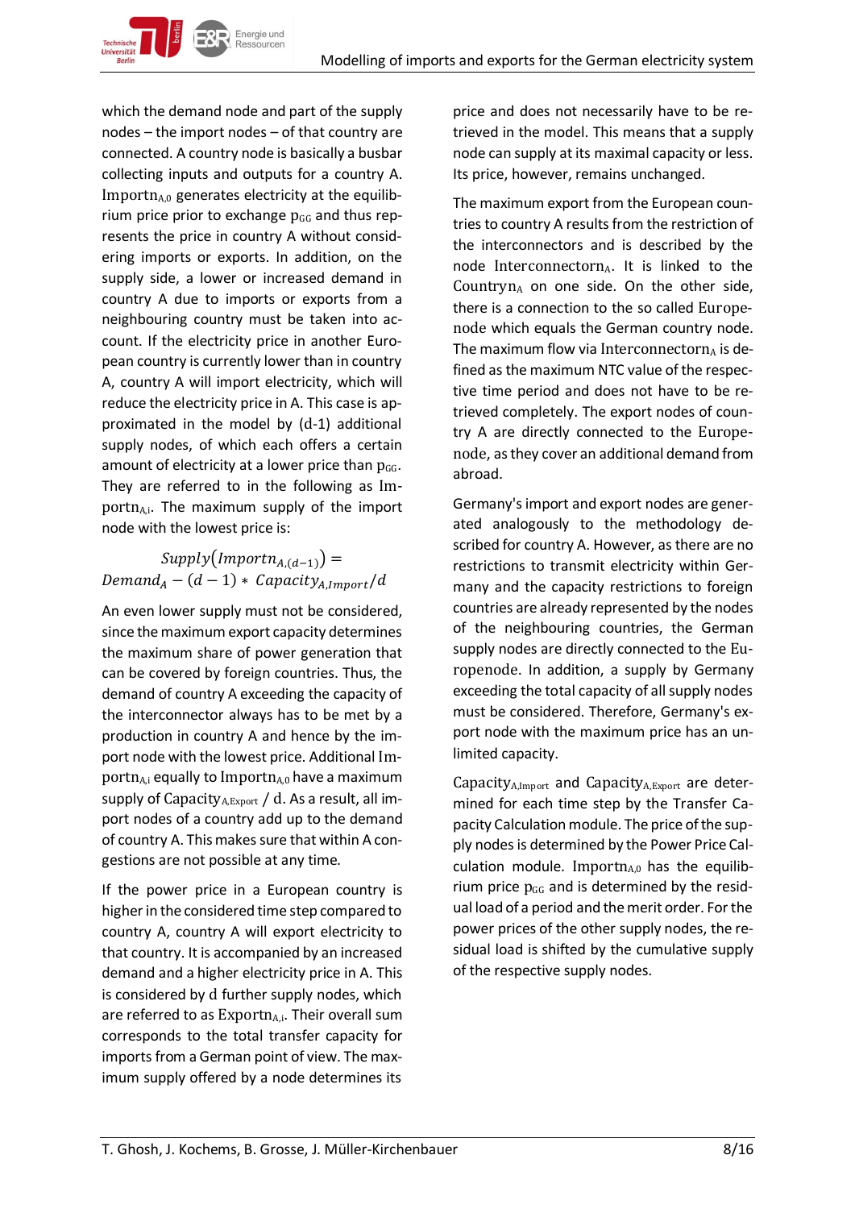which the demand node and part of the supply nodes – the import nodes – of that country are connected. A country node is basically a busbar collecting inputs and outputs for a country A. $\mathrm{Importn}_{A,0}$ generates electricity at the equilibrium price prior to exchange $p_{GG}$ and thus represents the price in country A without considering imports or exports. In addition, on the supply side, a lower or increased demand in country A due to imports or exports from a neighbouring country must be taken into account. If the electricity price in another European country is currently lower than in country A, country A will import electricity, which will reduce the electricity price in A. This case is approximated in the model by (d-1) additional supply nodes, of which each offers a certain amount of electricity at a lower price than $p_{GG}$. They are referred to in the following as $\mathrm{Importn}_{A,i}$. The maximum supply of the import node with the lowest price is:

$$Supply\left(Importn_{A,(d-1)}\right) = Demand_A - (d-1) * Capacity_{A,Import}/d$$

An even lower supply must not be considered, since the maximum export capacity determines the maximum share of power generation that can be covered by foreign countries. Thus, the demand of country A exceeding the capacity of the interconnector always has to be met by a production in country A and hence by the import node with the lowest price. Additional $\mathrm{Importn}_{A,i}$ equally to $\mathrm{Importn}_{A,0}$ have a maximum supply of $\mathrm{Capacity}_{A,\mathrm{Export}}$ / $\mathrm{d}$. As a result, all import nodes of a country add up to the demand of country A. This makes sure that within A congestions are not possible at any time.

If the power price in a European country is higher in the considered time step compared to country A, country A will export electricity to that country. It is accompanied by an increased demand and a higher electricity price in A. This is considered by $\mathrm{d}$ further supply nodes, which are referred to as $\mathrm{Exportn}_{A,i}$. Their overall sum corresponds to the total transfer capacity for imports from a German point of view. The maximum supply offered by a node determines its price and does not necessarily have to be retrieved in the model. This means that a supply node can supply at its maximal capacity or less. Its price, however, remains unchanged.

The maximum export from the European countries to country A results from the restriction of the interconnectors and is described by the node $\mathrm{Interconnectorn}_{A}$. It is linked to the $\mathrm{Countryn}_{A}$ on one side. On the other side, there is a connection to the so called $\mathrm{Europenode}$ which equals the German country node. The maximum flow via $\mathrm{Interconnectorn}_{A}$ is defined as the maximum NTC value of the respective time period and does not have to be retrieved completely. The export nodes of country A are directly connected to the $\mathrm{Europenode}$, as they cover an additional demand from abroad.

Germany's import and export nodes are generated analogously to the methodology described for country A. However, as there are no restrictions to transmit electricity within Germany and the capacity restrictions to foreign countries are already represented by the nodes of the neighbouring countries, the German supply nodes are directly connected to the $\mathrm{Europenode}$. In addition, a supply by Germany exceeding the total capacity of all supply nodes must be considered. Therefore, Germany's export node with the maximum price has an unlimited capacity.

$\mathrm{Capacity}_{A,\mathrm{Import}}$ and $\mathrm{Capacity}_{A,\mathrm{Export}}$ are determined for each time step by the Transfer Capacity Calculation module. The price of the supply nodes is determined by the Power Price Calculation module. $\mathrm{Importn}_{A,0}$ has the equilibrium price $p_{GG}$ and is determined by the residual load of a period and the merit order. For the power prices of the other supply nodes, the residual load is shifted by the cumulative supply of the respective supply nodes.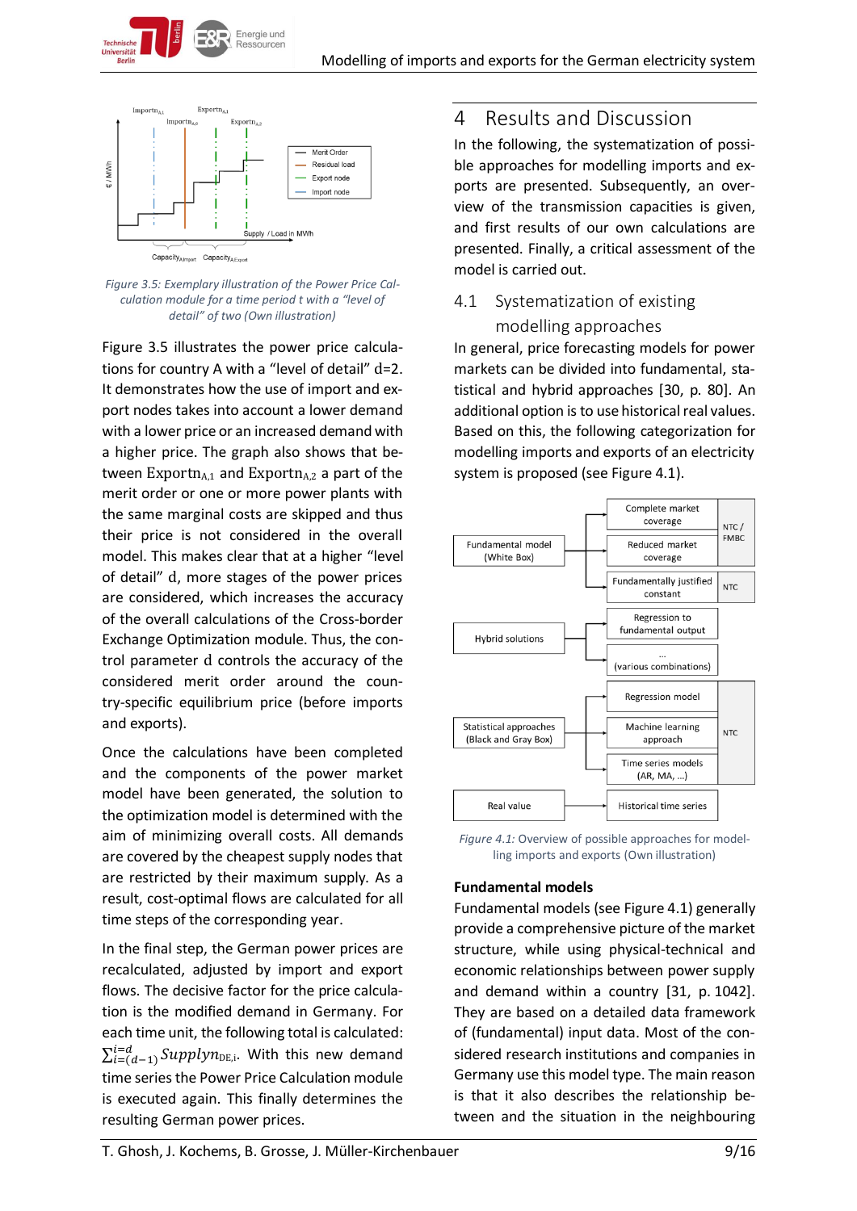Figure 3.5: Exemplary illustration of the Power Price Calculation module for a time period t with a "level of detail" of two (Own illustration)

Figure 3.5 illustrates the power price calculations for country A with a "level of detail" d=2. It demonstrates how the use of import and export nodes takes into account a lower demand with a lower price or an increased demand with a higher price. The graph also shows that between $\mathrm{Exportn}_{A,1}$ and $\mathrm{Exportn}_{A,2}$ a part of the merit order or one or more power plants with the same marginal costs are skipped and thus their price is not considered in the overall model. This makes clear that at a higher "level of detail" d, more stages of the power prices are considered, which increases the accuracy of the overall calculations of the Cross-border Exchange Optimization module. Thus, the control parameter d controls the accuracy of the considered merit order around the country-specific equilibrium price (before imports and exports).

Once the calculations have been completed and the components of the power market model have been generated, the solution to the optimization model is determined with the aim of minimizing overall costs. All demands are covered by the cheapest supply nodes that are restricted by their maximum supply. As a result, cost-optimal flows are calculated for all time steps of the corresponding year.

In the final step, the German power prices are recalculated, adjusted by import and export flows. The decisive factor for the price calculation is the modified demand in Germany. For each time unit, the following total is calculated: $\sum_{i=(d-1)}^{i=d} Supplyn_{\mathrm{DE},i}$. With this new demand time series the Power Price Calculation module is executed again. This finally determines the resulting German power prices.

# 4 Results and Discussion

In the following, the systematization of possible approaches for modelling imports and exports is presented. Subsequently, an overview of the transmission capacities is given, and first results of our own calculations are presented. Finally, a critical assessment of the model is carried out.

## 4.1 Systematization of existing modelling approaches

In general, price forecasting models for power markets can be divided into fundamental, statistical and hybrid approaches [30, p. 80]. An additional option is to use historical real values. Based on this, the following categorization for modelling imports and exports of an electricity system is proposed (see Figure 4.1).

| Approach | Sub-approach | Capacity |
|---|---|---|
| Fundamental model (White Box) | Complete market coverage | NTC / FMBC |
| | Reduced market coverage | NTC / FMBC |
| | Fundamentally justified constant | NTC |
| Hybrid solutions | Regression to fundamental output | |
| | ... (various combinations) | |
| Statistical approaches (Black and Gray Box) | Regression model | NTC |
| | Machine learning approach | NTC |
| | Time series models (AR, MA, …) | NTC |
| Real value | Historical time series | |

Figure 4.1: Overview of possible approaches for modelling imports and exports (Own illustration)

### Fundamental models

Fundamental models (see Figure 4.1) generally provide a comprehensive picture of the market structure, while using physical-technical and economic relationships between power supply and demand within a country [31, p. 1042]. They are based on a detailed data framework of (fundamental) input data. Most of the considered research institutions and companies in Germany use this model type. The main reason is that it also describes the relationship between and the situation in the neighbouring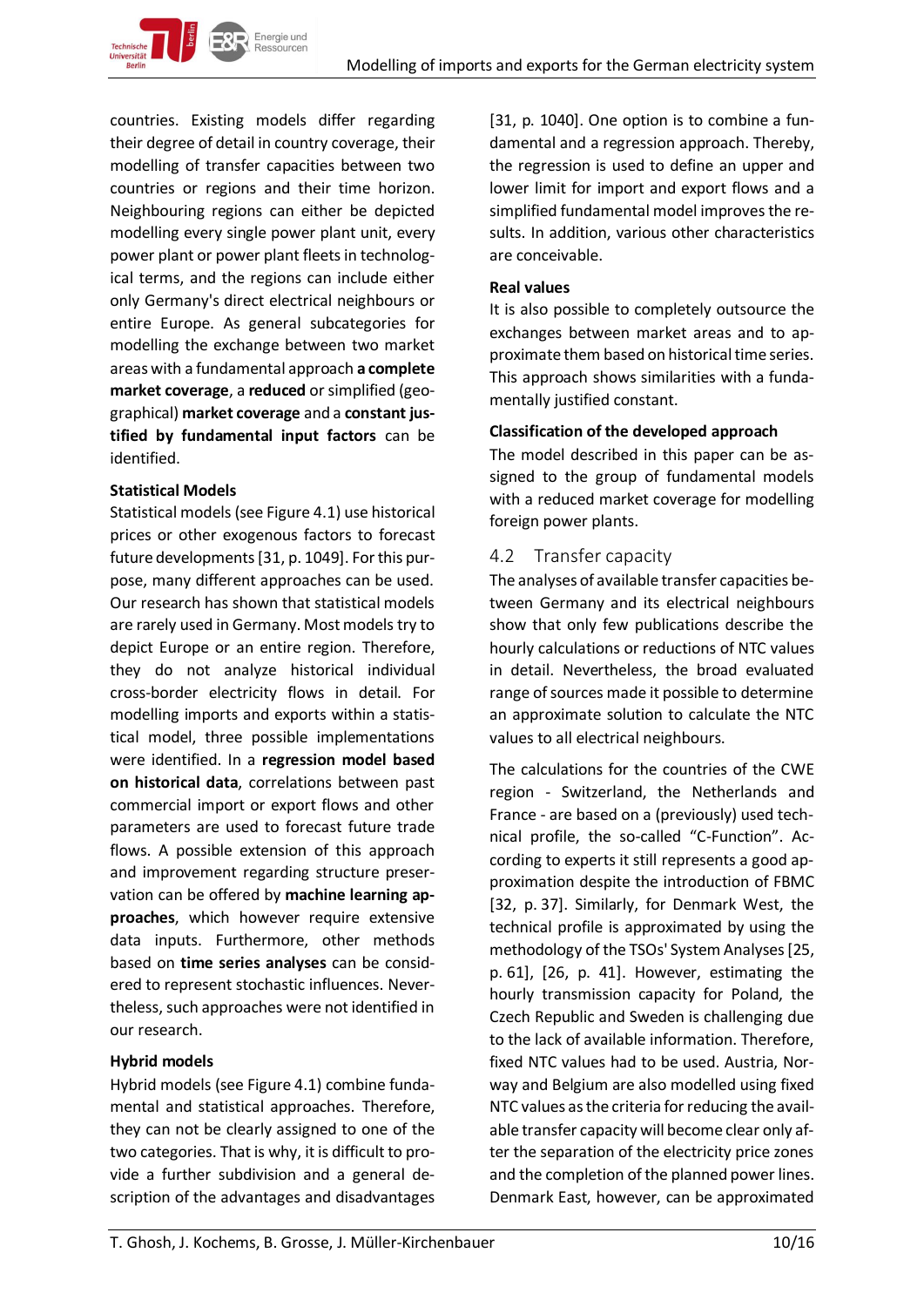countries. Existing models differ regarding their degree of detail in country coverage, their modelling of transfer capacities between two countries or regions and their time horizon. Neighbouring regions can either be depicted modelling every single power plant unit, every power plant or power plant fleets in technological terms, and the regions can include either only Germany's direct electrical neighbours or entire Europe. As general subcategories for modelling the exchange between two market areas with a fundamental approach **a complete market coverage**, a **reduced** or simplified (geographical) **market coverage** and a **constant justified by fundamental input factors** can be identified.

**Statistical Models**

Statistical models (see Figure 4.1) use historical prices or other exogenous factors to forecast future developments [31, p. 1049]. For this purpose, many different approaches can be used. Our research has shown that statistical models are rarely used in Germany. Most models try to depict Europe or an entire region. Therefore, they do not analyze historical individual cross-border electricity flows in detail. For modelling imports and exports within a statistical model, three possible implementations were identified. In a **regression model based on historical data**, correlations between past commercial import or export flows and other parameters are used to forecast future trade flows. A possible extension of this approach and improvement regarding structure preservation can be offered by **machine learning approaches**, which however require extensive data inputs. Furthermore, other methods based on **time series analyses** can be considered to represent stochastic influences. Nevertheless, such approaches were not identified in our research.

**Hybrid models**

Hybrid models (see Figure 4.1) combine fundamental and statistical approaches. Therefore, they can not be clearly assigned to one of the two categories. That is why, it is difficult to provide a further subdivision and a general description of the advantages and disadvantages [31, p. 1040]. One option is to combine a fundamental and a regression approach. Thereby, the regression is used to define an upper and lower limit for import and export flows and a simplified fundamental model improves the results. In addition, various other characteristics are conceivable.

**Real values**

It is also possible to completely outsource the exchanges between market areas and to approximate them based on historical time series. This approach shows similarities with a fundamentally justified constant.

**Classification of the developed approach**

The model described in this paper can be assigned to the group of fundamental models with a reduced market coverage for modelling foreign power plants.

## 4.2 Transfer capacity

The analyses of available transfer capacities between Germany and its electrical neighbours show that only few publications describe the hourly calculations or reductions of NTC values in detail. Nevertheless, the broad evaluated range of sources made it possible to determine an approximate solution to calculate the NTC values to all electrical neighbours.

The calculations for the countries of the CWE region - Switzerland, the Netherlands and France - are based on a (previously) used technical profile, the so-called "C-Function". According to experts it still represents a good approximation despite the introduction of FBMC [32, p. 37]. Similarly, for Denmark West, the technical profile is approximated by using the methodology of the TSOs' System Analyses [25, p. 61], [26, p. 41]. However, estimating the hourly transmission capacity for Poland, the Czech Republic and Sweden is challenging due to the lack of available information. Therefore, fixed NTC values had to be used. Austria, Norway and Belgium are also modelled using fixed NTC values as the criteria for reducing the available transfer capacity will become clear only after the separation of the electricity price zones and the completion of the planned power lines. Denmark East, however, can be approximated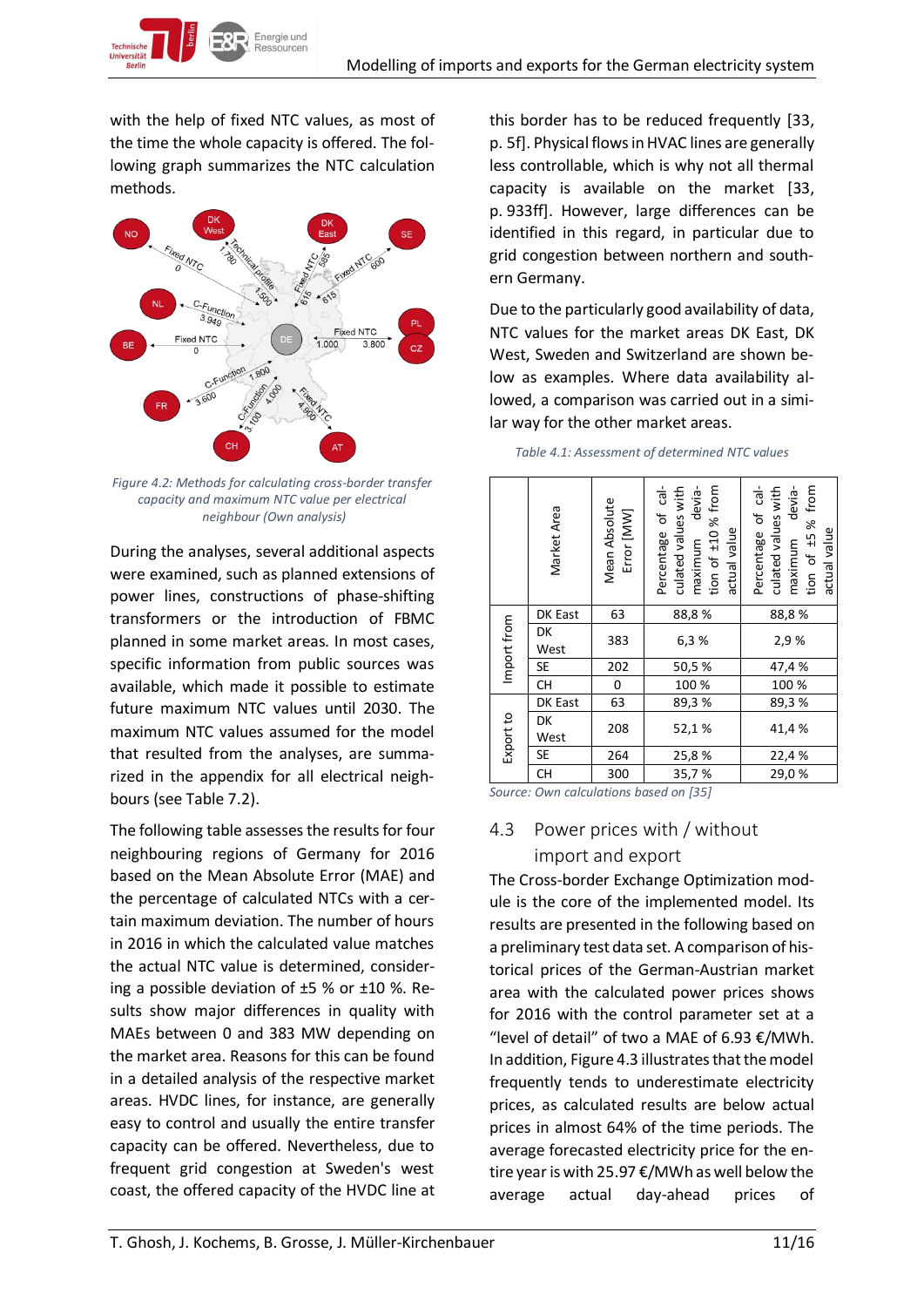with the help of fixed NTC values, as most of the time the whole capacity is offered. The following graph summarizes the NTC calculation methods.

Figure 4.2: Methods for calculating cross-border transfer capacity and maximum NTC value per electrical neighbour (Own analysis)

During the analyses, several additional aspects were examined, such as planned extensions of power lines, constructions of phase-shifting transformers or the introduction of FBMC planned in some market areas. In most cases, specific information from public sources was available, which made it possible to estimate future maximum NTC values until 2030. The maximum NTC values assumed for the model that resulted from the analyses, are summarized in the appendix for all electrical neighbours (see Table 7.2).

The following table assesses the results for four neighbouring regions of Germany for 2016 based on the Mean Absolute Error (MAE) and the percentage of calculated NTCs with a certain maximum deviation. The number of hours in 2016 in which the calculated value matches the actual NTC value is determined, considering a possible deviation of ±5 % or ±10 %. Results show major differences in quality with MAEs between 0 and 383 MW depending on the market area. Reasons for this can be found in a detailed analysis of the respective market areas. HVDC lines, for instance, are generally easy to control and usually the entire transfer capacity can be offered. Nevertheless, due to frequent grid congestion at Sweden's west coast, the offered capacity of the HVDC line at this border has to be reduced frequently [33, p. 5f]. Physical flows in HVAC lines are generally less controllable, which is why not all thermal capacity is available on the market [33, p. 933ff]. However, large differences can be identified in this regard, in particular due to grid congestion between northern and southern Germany.

Due to the particularly good availability of data, NTC values for the market areas DK East, DK West, Sweden and Switzerland are shown below as examples. Where data availability allowed, a comparison was carried out in a similar way for the other market areas.

*Table 4.1: Assessment of determined NTC values*

| | Market Area | Mean Absolute Error [MW] | Percentage of calculated values with maximum deviation of ±10 % from actual value | Percentage of calculated values with maximum deviation of ±5 % from actual value |
|---|---|---|---|---|
| Import from | DK East | 63 | 88,8 % | 88,8 % |
| | DK West | 383 | 6,3 % | 2,9 % |
| | SE | 202 | 50,5 % | 47,4 % |
| | CH | 0 | 100 % | 100 % |
| Export to | DK East | 63 | 89,3 % | 89,3 % |
| | DK West | 208 | 52,1 % | 41,4 % |
| | SE | 264 | 25,8 % | 22,4 % |
| | CH | 300 | 35,7 % | 29,0 % |

Source: Own calculations based on [35]

## 4.3 Power prices with / without import and export

The Cross-border Exchange Optimization module is the core of the implemented model. Its results are presented in the following based on a preliminary test data set. A comparison of historical prices of the German-Austrian market area with the calculated power prices shows for 2016 with the control parameter set at a "level of detail" of two a MAE of 6.93 €/MWh. In addition, Figure 4.3 illustrates that the model frequently tends to underestimate electricity prices, as calculated results are below actual prices in almost 64% of the time periods. The average forecasted electricity price for the entire year is with 25.97 €/MWh as well below the average actual day-ahead prices of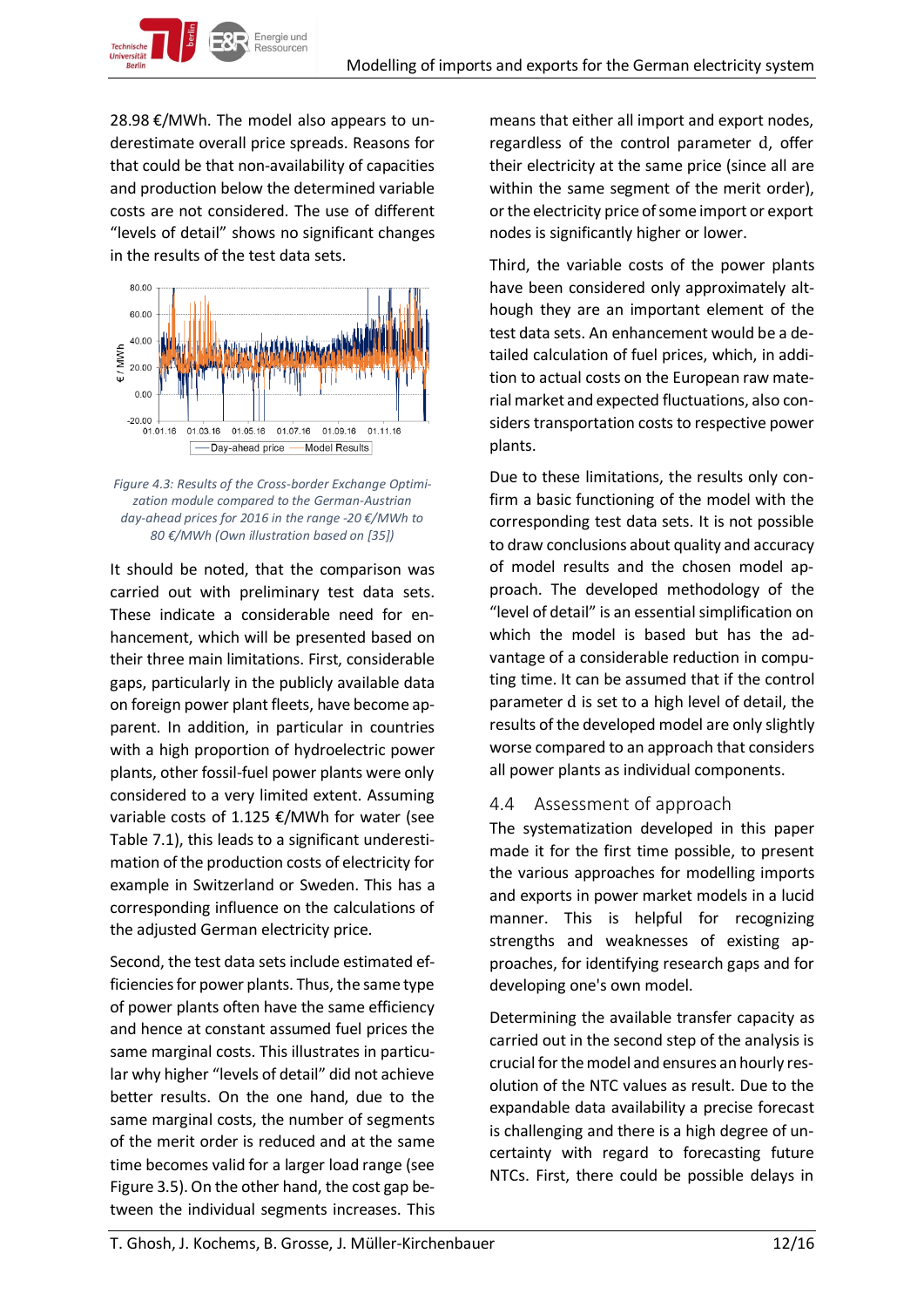28.98 €/MWh. The model also appears to underestimate overall price spreads. Reasons for that could be that non-availability of capacities and production below the determined variable costs are not considered. The use of different "levels of detail" shows no significant changes in the results of the test data sets.

*Figure 4.3: Results of the Cross-border Exchange Optimization module compared to the German-Austrian day-ahead prices for 2016 in the range -20 €/MWh to 80 €/MWh (Own illustration based on [35])*

It should be noted, that the comparison was carried out with preliminary test data sets. These indicate a considerable need for enhancement, which will be presented based on their three main limitations. First, considerable gaps, particularly in the publicly available data on foreign power plant fleets, have become apparent. In addition, in particular in countries with a high proportion of hydroelectric power plants, other fossil-fuel power plants were only considered to a very limited extent. Assuming variable costs of 1.125 €/MWh for water (see Table 7.1), this leads to a significant underestimation of the production costs of electricity for example in Switzerland or Sweden. This has a corresponding influence on the calculations of the adjusted German electricity price.

Second, the test data sets include estimated efficiencies for power plants. Thus, the same type of power plants often have the same efficiency and hence at constant assumed fuel prices the same marginal costs. This illustrates in particular why higher "levels of detail" did not achieve better results. On the one hand, due to the same marginal costs, the number of segments of the merit order is reduced and at the same time becomes valid for a larger load range (see Figure 3.5). On the other hand, the cost gap between the individual segments increases. This means that either all import and export nodes, regardless of the control parameter d, offer their electricity at the same price (since all are within the same segment of the merit order), or the electricity price of some import or export nodes is significantly higher or lower.

Third, the variable costs of the power plants have been considered only approximately although they are an important element of the test data sets. An enhancement would be a detailed calculation of fuel prices, which, in addition to actual costs on the European raw material market and expected fluctuations, also considers transportation costs to respective power plants.

Due to these limitations, the results only confirm a basic functioning of the model with the corresponding test data sets. It is not possible to draw conclusions about quality and accuracy of model results and the chosen model approach. The developed methodology of the "level of detail" is an essential simplification on which the model is based but has the advantage of a considerable reduction in computing time. It can be assumed that if the control parameter d is set to a high level of detail, the results of the developed model are only slightly worse compared to an approach that considers all power plants as individual components.

## 4.4 Assessment of approach

The systematization developed in this paper made it for the first time possible, to present the various approaches for modelling imports and exports in power market models in a lucid manner. This is helpful for recognizing strengths and weaknesses of existing approaches, for identifying research gaps and for developing one's own model.

Determining the available transfer capacity as carried out in the second step of the analysis is crucial for the model and ensures an hourly resolution of the NTC values as result. Due to the expandable data availability a precise forecast is challenging and there is a high degree of uncertainty with regard to forecasting future NTCs. First, there could be possible delays in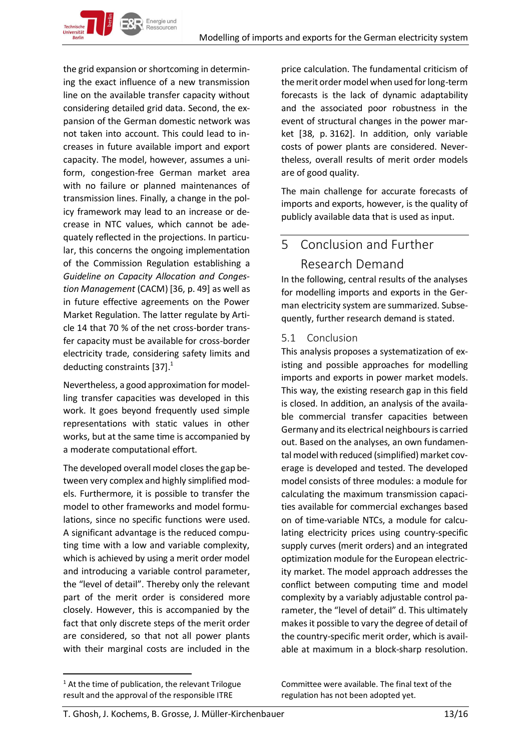the grid expansion or shortcoming in determining the exact influence of a new transmission line on the available transfer capacity without considering detailed grid data. Second, the expansion of the German domestic network was not taken into account. This could lead to increases in future available import and export capacity. The model, however, assumes a uniform, congestion-free German market area with no failure or planned maintenances of transmission lines. Finally, a change in the policy framework may lead to an increase or decrease in NTC values, which cannot be adequately reflected in the projections. In particular, this concerns the ongoing implementation of the Commission Regulation establishing a *Guideline on Capacity Allocation and Congestion Management* (CACM) [36, p. 49] as well as in future effective agreements on the Power Market Regulation. The latter regulate by Article 14 that 70 % of the net cross-border transfer capacity must be available for cross-border electricity trade, considering safety limits and deducting constraints [37].[1]

Nevertheless, a good approximation for modelling transfer capacities was developed in this work. It goes beyond frequently used simple representations with static values in other works, but at the same time is accompanied by a moderate computational effort.

The developed overall model closes the gap between very complex and highly simplified models. Furthermore, it is possible to transfer the model to other frameworks and model formulations, since no specific functions were used. A significant advantage is the reduced computing time with a low and variable complexity, which is achieved by using a merit order model and introducing a variable control parameter, the "level of detail". Thereby only the relevant part of the merit order is considered more closely. However, this is accompanied by the fact that only discrete steps of the merit order are considered, so that not all power plants with their marginal costs are included in the price calculation. The fundamental criticism of the merit order model when used for long-term forecasts is the lack of dynamic adaptability and the associated poor robustness in the event of structural changes in the power market [38, p. 3162]. In addition, only variable costs of power plants are considered. Nevertheless, overall results of merit order models are of good quality.

The main challenge for accurate forecasts of imports and exports, however, is the quality of publicly available data that is used as input.

# 5 Conclusion and Further Research Demand

In the following, central results of the analyses for modelling imports and exports in the German electricity system are summarized. Subsequently, further research demand is stated.

## 5.1 Conclusion

This analysis proposes a systematization of existing and possible approaches for modelling imports and exports in power market models. This way, the existing research gap in this field is closed. In addition, an analysis of the available commercial transfer capacities between Germany and its electrical neighbours is carried out. Based on the analyses, an own fundamental model with reduced (simplified) market coverage is developed and tested. The developed model consists of three modules: a module for calculating the maximum transmission capacities available for commercial exchanges based on of time-variable NTCs, a module for calculating electricity prices using country-specific supply curves (merit orders) and an integrated optimization module for the European electricity market. The model approach addresses the conflict between computing time and model complexity by a variably adjustable control parameter, the "level of detail" $d$. This ultimately makes it possible to vary the degree of detail of the country-specific merit order, which is available at maximum in a block-sharp resolution.

[1] At the time of publication, the relevant Trilogue result and the approval of the responsible ITRE Committee were available. The final text of the regulation has not been adopted yet.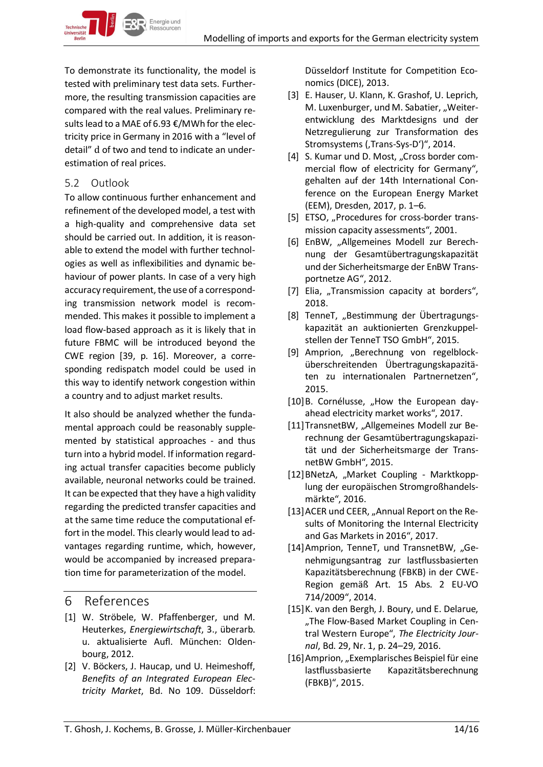To demonstrate its functionality, the model is tested with preliminary test data sets. Furthermore, the resulting transmission capacities are compared with the real values. Preliminary results lead to a MAE of 6.93 €/MWh for the electricity price in Germany in 2016 with a "level of detail" d of two and tend to indicate an underestimation of real prices.

## 5.2 Outlook

To allow continuous further enhancement and refinement of the developed model, a test with a high-quality and comprehensive data set should be carried out. In addition, it is reasonable to extend the model with further technologies as well as inflexibilities and dynamic behaviour of power plants. In case of a very high accuracy requirement, the use of a corresponding transmission network model is recommended. This makes it possible to implement a load flow-based approach as it is likely that in future FBMC will be introduced beyond the CWE region [39, p. 16]. Moreover, a corresponding redispatch model could be used in this way to identify network congestion within a country and to adjust market results.

It also should be analyzed whether the fundamental approach could be reasonably supplemented by statistical approaches - and thus turn into a hybrid model. If information regarding actual transfer capacities become publicly available, neuronal networks could be trained. It can be expected that they have a high validity regarding the predicted transfer capacities and at the same time reduce the computational effort in the model. This clearly would lead to advantages regarding runtime, which, however, would be accompanied by increased preparation time for parameterization of the model.

# 6 References

[1] W. Ströbele, W. Pfaffenberger, und M. Heuterkes, *Energiewirtschaft*, 3., überarb. u. aktualisierte Aufl. München: Oldenbourg, 2012.

[2] V. Böckers, J. Haucap, und U. Heimeshoff, *Benefits of an Integrated European Electricity Market*, Bd. No 109. Düsseldorf: Düsseldorf Institute for Competition Economics (DICE), 2013.

[3] E. Hauser, U. Klann, K. Grashof, U. Leprich, M. Luxenburger, und M. Sabatier, „Weiterentwicklung des Marktdesigns und der Netzregulierung zur Transformation des Stromsystems (‚Trans-Sys-D')", 2014.

[4] S. Kumar und D. Most, „Cross border commercial flow of electricity for Germany", gehalten auf der 14th International Conference on the European Energy Market (EEM), Dresden, 2017, p. 1–6.

[5] ETSO, „Procedures for cross-border transmission capacity assessments", 2001.

[6] EnBW, „Allgemeines Modell zur Berechnung der Gesamtübertragungskapazität und der Sicherheitsmarge der EnBW Transportnetze AG", 2012.

[7] Elia, „Transmission capacity at borders", 2018.

[8] TenneT, „Bestimmung der Übertragungskapazität an auktionierten Grenzkuppelstellen der TenneT TSO GmbH", 2015.

[9] Amprion, „Berechnung von regelblocküberschreitenden Übertragungskapazitäten zu internationalen Partnernetzen", 2015.

[10] B. Cornélusse, „How the European day-ahead electricity market works", 2017.

[11] TransnetBW, „Allgemeines Modell zur Berechnung der Gesamtübertragungskapazität und der Sicherheitsmarge der TransnetBW GmbH", 2015.

[12] BNetzA, „Market Coupling - Marktkopplung der europäischen Stromgroßhandelsmärkte", 2016.

[13] ACER und CEER, „Annual Report on the Results of Monitoring the Internal Electricity and Gas Markets in 2016", 2017.

[14] Amprion, TenneT, und TransnetBW, „Genehmigungsantrag zur lastflussbasierten Kapazitätsberechnung (FBKB) in der CWE-Region gemäß Art. 15 Abs. 2 EU-VO 714/2009", 2014.

[15] K. van den Bergh, J. Boury, und E. Delarue, „The Flow-Based Market Coupling in Central Western Europe", *The Electricity Journal*, Bd. 29, Nr. 1, p. 24–29, 2016.

[16] Amprion, „Exemplarisches Beispiel für eine lastflussbasierte Kapazitätsberechnung (FBKB)", 2015.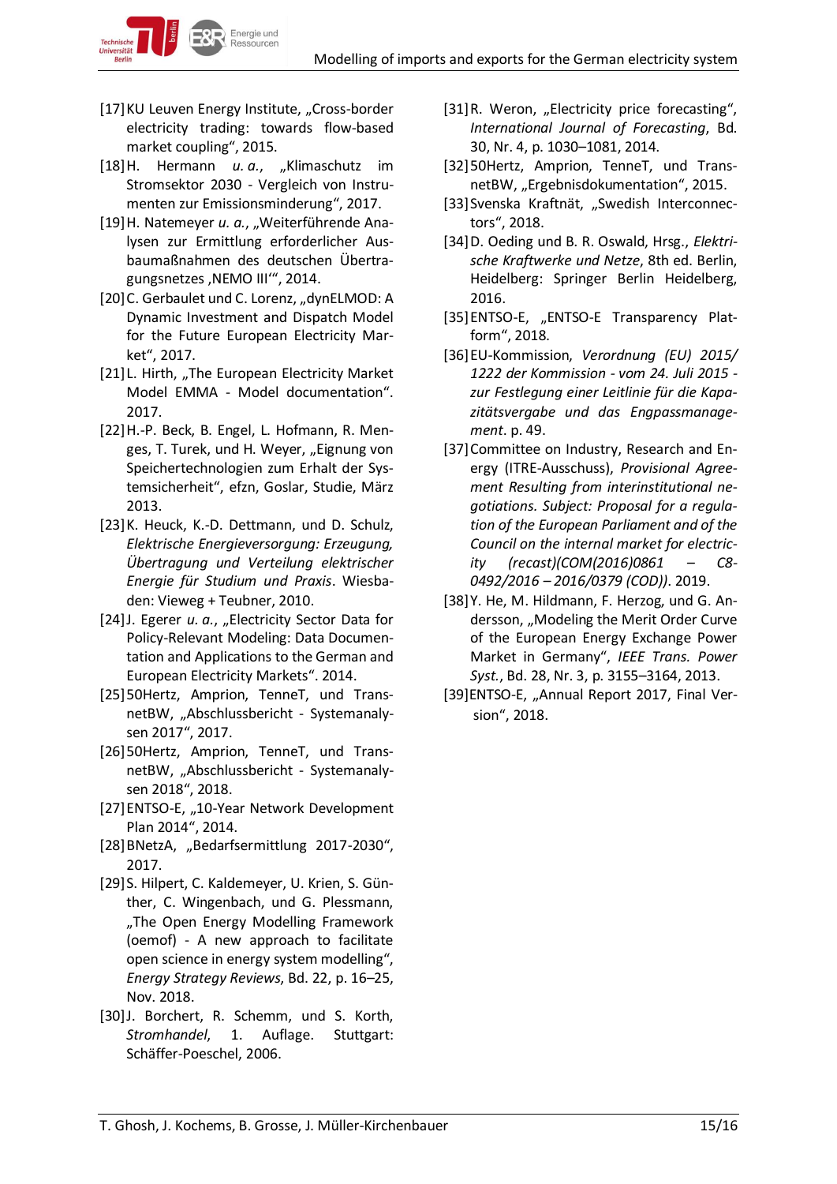[17] KU Leuven Energy Institute, „Cross-border electricity trading: towards flow-based market coupling“, 2015.

[18] H. Hermann *u. a.*, „Klimaschutz im Stromsektor 2030 - Vergleich von Instrumenten zur Emissionsminderung“, 2017.

[19] H. Natemeyer *u. a.*, „Weiterführende Analysen zur Ermittlung erforderlicher Ausbaumaßnahmen des deutschen Übertragungsnetzes ‚NEMO III'“, 2014.

[20] C. Gerbaulet und C. Lorenz, „dynELMOD: A Dynamic Investment and Dispatch Model for the Future European Electricity Market“, 2017.

[21] L. Hirth, „The European Electricity Market Model EMMA - Model documentation“. 2017.

[22] H.-P. Beck, B. Engel, L. Hofmann, R. Menges, T. Turek, und H. Weyer, „Eignung von Speichertechnologien zum Erhalt der Systemsicherheit“, efzn, Goslar, Studie, März 2013.

[23] K. Heuck, K.-D. Dettmann, und D. Schulz, *Elektrische Energieversorgung: Erzeugung, Übertragung und Verteilung elektrischer Energie für Studium und Praxis*. Wiesbaden: Vieweg + Teubner, 2010.

[24] J. Egerer *u. a.*, „Electricity Sector Data for Policy-Relevant Modeling: Data Documentation and Applications to the German and European Electricity Markets“. 2014.

[25] 50Hertz, Amprion, TenneT, und TransnetBW, „Abschlussbericht - Systemanalysen 2017“, 2017.

[26] 50Hertz, Amprion, TenneT, und TransnetBW, „Abschlussbericht - Systemanalysen 2018“, 2018.

[27] ENTSO-E, „10-Year Network Development Plan 2014“, 2014.

[28] BNetzA, „Bedarfsermittlung 2017-2030“, 2017.

[29] S. Hilpert, C. Kaldemeyer, U. Krien, S. Günther, C. Wingenbach, und G. Plessmann, „The Open Energy Modelling Framework (oemof) - A new approach to facilitate open science in energy system modelling“, *Energy Strategy Reviews*, Bd. 22, p. 16–25, Nov. 2018.

[30] J. Borchert, R. Schemm, und S. Korth, *Stromhandel*, 1. Auflage. Stuttgart: Schäffer-Poeschel, 2006.

[31] R. Weron, „Electricity price forecasting“, *International Journal of Forecasting*, Bd. 30, Nr. 4, p. 1030–1081, 2014.

[32] 50Hertz, Amprion, TenneT, und TransnetBW, „Ergebnisdokumentation“, 2015.

[33] Svenska Kraftnät, „Swedish Interconnectors“, 2018.

[34] D. Oeding und B. R. Oswald, Hrsg., *Elektrische Kraftwerke und Netze*, 8th ed. Berlin, Heidelberg: Springer Berlin Heidelberg, 2016.

[35] ENTSO-E, „ENTSO-E Transparency Platform“, 2018.

[36] EU-Kommission, *Verordnung (EU) 2015/ 1222 der Kommission - vom 24. Juli 2015 - zur Festlegung einer Leitlinie für die Kapazitätsvergabe und das Engpassmanagement*. p. 49.

[37] Committee on Industry, Research and Energy (ITRE-Ausschuss), *Provisional Agreement Resulting from interinstitutional negotiations. Subject: Proposal for a regulation of the European Parliament and of the Council on the internal market for electricity (recast)(COM(2016)0861 – C8-0492/2016 – 2016/0379 (COD))*. 2019.

[38] Y. He, M. Hildmann, F. Herzog, und G. Andersson, „Modeling the Merit Order Curve of the European Energy Exchange Power Market in Germany“, *IEEE Trans. Power Syst.*, Bd. 28, Nr. 3, p. 3155–3164, 2013.

[39] ENTSO-E, „Annual Report 2017, Final Version“, 2018.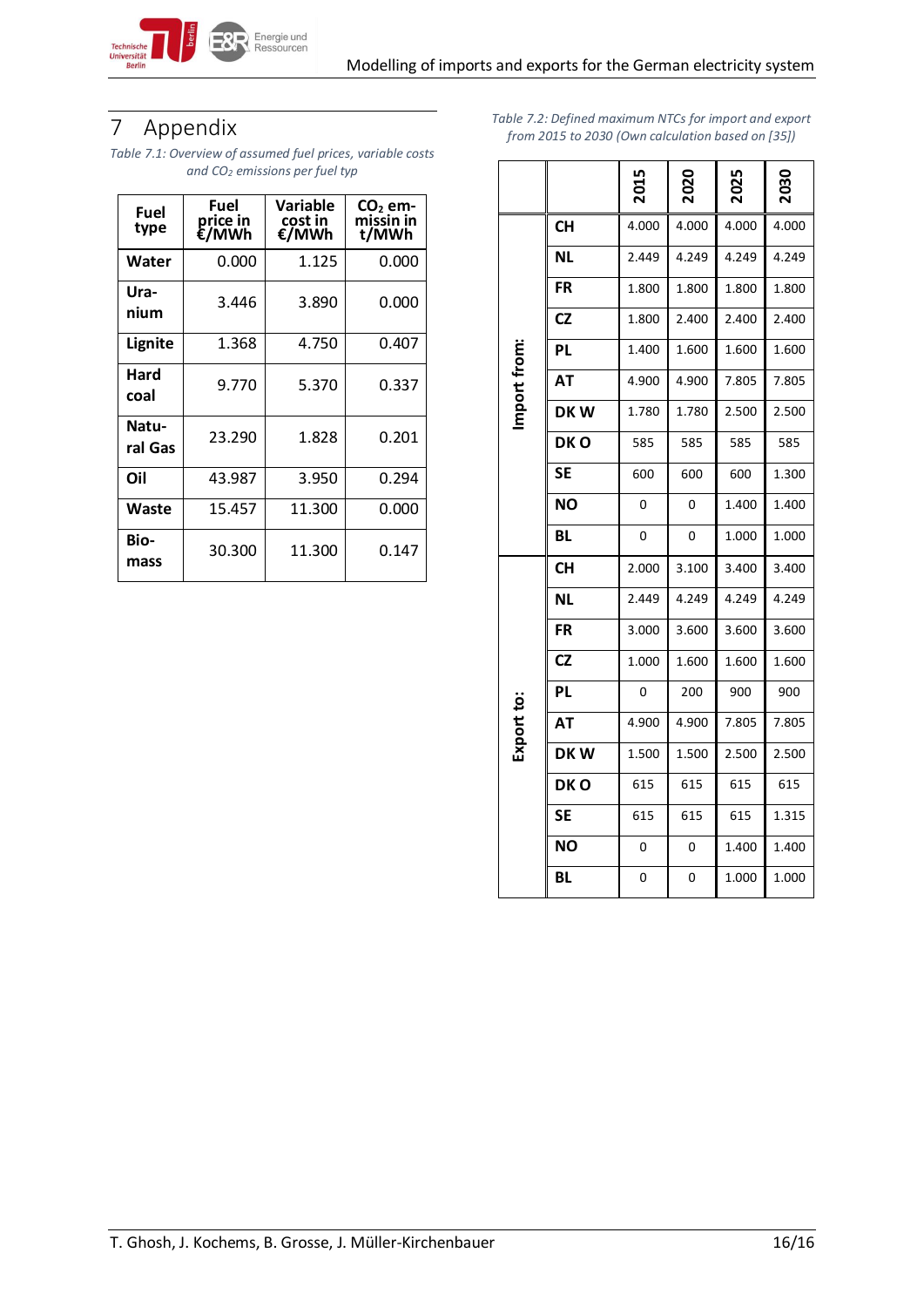# 7 Appendix

*Table 7.1: Overview of assumed fuel prices, variable costs and $CO_2$ emissions per fuel typ*

| Fuel type | Fuel price in €/MWh | Variable cost in €/MWh | $CO_2$ emmissin in t/MWh |
|---|---|---|---|
| Water | 0.000 | 1.125 | 0.000 |
| Ura-nium | 3.446 | 3.890 | 0.000 |
| Lignite | 1.368 | 4.750 | 0.407 |
| Hard coal | 9.770 | 5.370 | 0.337 |
| Natu-ral Gas | 23.290 | 1.828 | 0.201 |
| Oil | 43.987 | 3.950 | 0.294 |
| Waste | 15.457 | 11.300 | 0.000 |
| Bio-mass | 30.300 | 11.300 | 0.147 |

*Table 7.2: Defined maximum NTCs for import and export from 2015 to 2030 (Own calculation based on [35])*

| | | 2015 | 2020 | 2025 | 2030 |
|---|---|---|---|---|---|
| Import from: | CH | 4.000 | 4.000 | 4.000 | 4.000 |
| | NL | 2.449 | 4.249 | 4.249 | 4.249 |
| | FR | 1.800 | 1.800 | 1.800 | 1.800 |
| | CZ | 1.800 | 2.400 | 2.400 | 2.400 |
| | PL | 1.400 | 1.600 | 1.600 | 1.600 |
| | AT | 4.900 | 4.900 | 7.805 | 7.805 |
| | DK W | 1.780 | 1.780 | 2.500 | 2.500 |
| | DK O | 585 | 585 | 585 | 585 |
| | SE | 600 | 600 | 600 | 1.300 |
| | NO | 0 | 0 | 1.400 | 1.400 |
| | BL | 0 | 0 | 1.000 | 1.000 |
| Export to: | CH | 2.000 | 3.100 | 3.400 | 3.400 |
| | NL | 2.449 | 4.249 | 4.249 | 4.249 |
| | FR | 3.000 | 3.600 | 3.600 | 3.600 |
| | CZ | 1.000 | 1.600 | 1.600 | 1.600 |
| | PL | 0 | 200 | 900 | 900 |
| | AT | 4.900 | 4.900 | 7.805 | 7.805 |
| | DK W | 1.500 | 1.500 | 2.500 | 2.500 |
| | DK O | 615 | 615 | 615 | 615 |
| | SE | 615 | 615 | 615 | 1.315 |
| | NO | 0 | 0 | 1.400 | 1.400 |
| | BL | 0 | 0 | 1.000 | 1.000 |